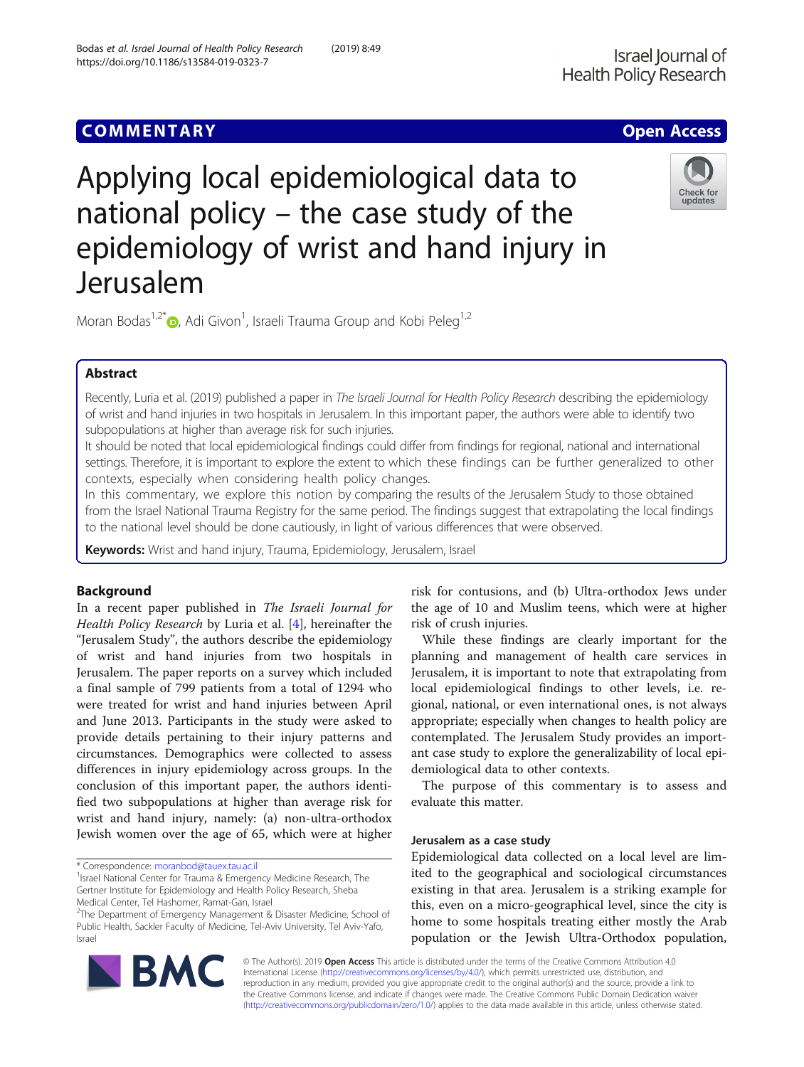COMMENTARY

Open Access

# Applying local epidemiological data to national policy – the case study of the epidemiology of wrist and hand injury in Jerusalem

Moran Bodas[1,2*], Adi Givon[1], Israeli Trauma Group and Kobi Peleg[1,2]

## Abstract

Recently, Luria et al. (2019) published a paper in *The Israeli Journal for Health Policy Research* describing the epidemiology of wrist and hand injuries in two hospitals in Jerusalem. In this important paper, the authors were able to identify two subpopulations at higher than average risk for such injuries.

It should be noted that local epidemiological findings could differ from findings for regional, national and international settings. Therefore, it is important to explore the extent to which these findings can be further generalized to other contexts, especially when considering health policy changes.

In this commentary, we explore this notion by comparing the results of the Jerusalem Study to those obtained from the Israel National Trauma Registry for the same period. The findings suggest that extrapolating the local findings to the national level should be done cautiously, in light of various differences that were observed.

**Keywords:** Wrist and hand injury, Trauma, Epidemiology, Jerusalem, Israel

## Background

In a recent paper published in *The Israeli Journal for Health Policy Research* by Luria et al. [4], hereinafter the "Jerusalem Study", the authors describe the epidemiology of wrist and hand injuries from two hospitals in Jerusalem. The paper reports on a survey which included a final sample of 799 patients from a total of 1294 who were treated for wrist and hand injuries between April and June 2013. Participants in the study were asked to provide details pertaining to their injury patterns and circumstances. Demographics were collected to assess differences in injury epidemiology across groups. In the conclusion of this important paper, the authors identified two subpopulations at higher than average risk for wrist and hand injury, namely: (a) non-ultra-orthodox Jewish women over the age of 65, which were at higher risk for contusions, and (b) Ultra-orthodox Jews under the age of 10 and Muslim teens, which were at higher risk of crush injuries.

While these findings are clearly important for the planning and management of health care services in Jerusalem, it is important to note that extrapolating from local epidemiological findings to other levels, i.e. regional, national, or even international ones, is not always appropriate; especially when changes to health policy are contemplated. The Jerusalem Study provides an important case study to explore the generalizability of local epidemiological data to other contexts.

The purpose of this commentary is to assess and evaluate this matter.

### Jerusalem as a case study

Epidemiological data collected on a local level are limited to the geographical and sociological circumstances existing in that area. Jerusalem is a striking example for this, even on a micro-geographical level, since the city is home to some hospitals treating either mostly the Arab population or the Jewish Ultra-Orthodox population,

\* Correspondence: moranbod@tauex.tau.ac.il

[1] Israel National Center for Trauma & Emergency Medicine Research, The Gertner Institute for Epidemiology and Health Policy Research, Sheba Medical Center, Tel Hashomer, Ramat-Gan, Israel

[2] The Department of Emergency Management & Disaster Medicine, School of Public Health, Sackler Faculty of Medicine, Tel-Aviv University, Tel Aviv-Yafo, Israel

© The Author(s). 2019 **Open Access** This article is distributed under the terms of the Creative Commons Attribution 4.0 International License (http://creativecommons.org/licenses/by/4.0/), which permits unrestricted use, distribution, and reproduction in any medium, provided you give appropriate credit to the original author(s) and the source, provide a link to the Creative Commons license, and indicate if changes were made. The Creative Commons Public Domain Dedication waiver (http://creativecommons.org/publicdomain/zero/1.0/) applies to the data made available in this article, unless otherwise stated.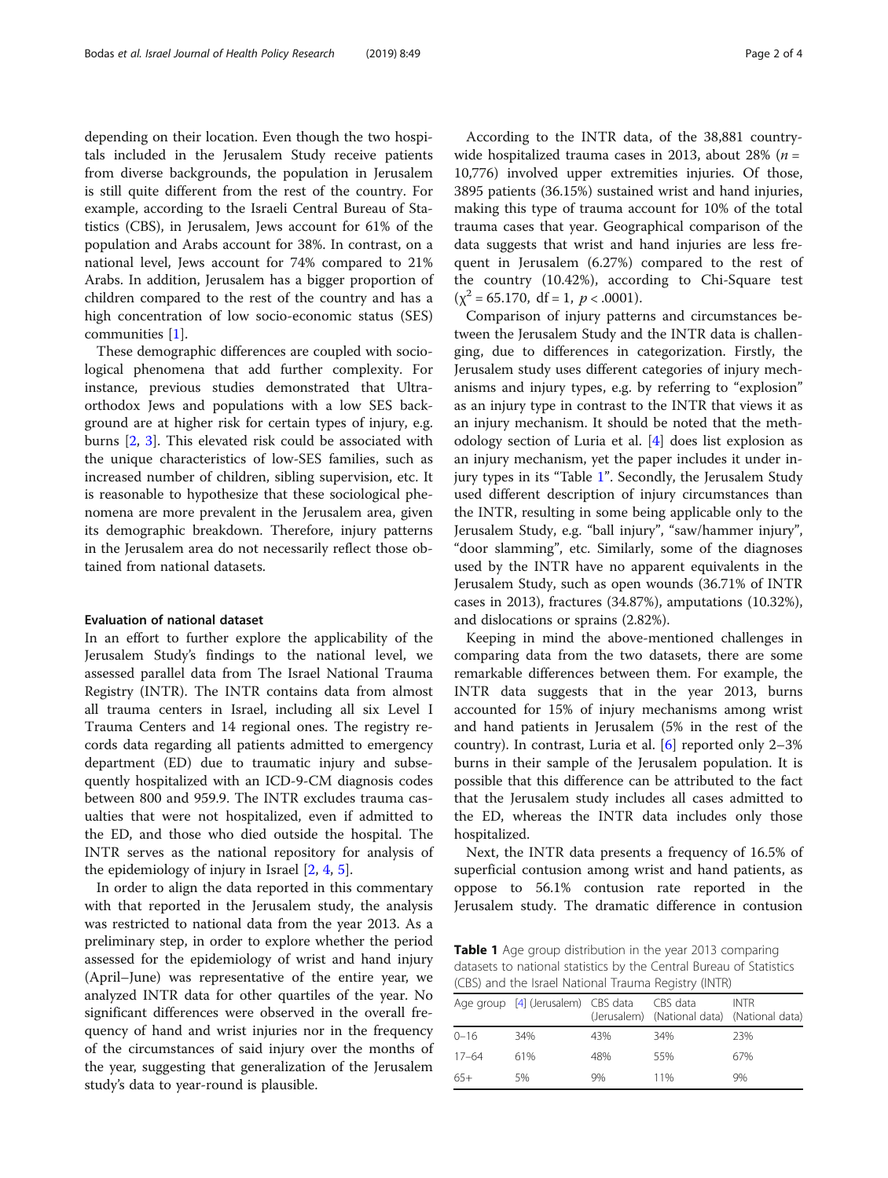depending on their location. Even though the two hospitals included in the Jerusalem Study receive patients from diverse backgrounds, the population in Jerusalem is still quite different from the rest of the country. For example, according to the Israeli Central Bureau of Statistics (CBS), in Jerusalem, Jews account for 61% of the population and Arabs account for 38%. In contrast, on a national level, Jews account for 74% compared to 21% Arabs. In addition, Jerusalem has a bigger proportion of children compared to the rest of the country and has a high concentration of low socio-economic status (SES) communities [1].

These demographic differences are coupled with sociological phenomena that add further complexity. For instance, previous studies demonstrated that Ultra-orthodox Jews and populations with a low SES background are at higher risk for certain types of injury, e.g. burns [2, 3]. This elevated risk could be associated with the unique characteristics of low-SES families, such as increased number of children, sibling supervision, etc. It is reasonable to hypothesize that these sociological phenomena are more prevalent in the Jerusalem area, given its demographic breakdown. Therefore, injury patterns in the Jerusalem area do not necessarily reflect those obtained from national datasets.

### Evaluation of national dataset

In an effort to further explore the applicability of the Jerusalem Study's findings to the national level, we assessed parallel data from The Israel National Trauma Registry (INTR). The INTR contains data from almost all trauma centers in Israel, including all six Level I Trauma Centers and 14 regional ones. The registry records data regarding all patients admitted to emergency department (ED) due to traumatic injury and subsequently hospitalized with an ICD-9-CM diagnosis codes between 800 and 959.9. The INTR excludes trauma casualties that were not hospitalized, even if admitted to the ED, and those who died outside the hospital. The INTR serves as the national repository for analysis of the epidemiology of injury in Israel [2, 4, 5].

In order to align the data reported in this commentary with that reported in the Jerusalem study, the analysis was restricted to national data from the year 2013. As a preliminary step, in order to explore whether the period assessed for the epidemiology of wrist and hand injury (April–June) was representative of the entire year, we analyzed INTR data for other quartiles of the year. No significant differences were observed in the overall frequency of hand and wrist injuries nor in the frequency of the circumstances of said injury over the months of the year, suggesting that generalization of the Jerusalem study's data to year-round is plausible.

According to the INTR data, of the 38,881 country-wide hospitalized trauma cases in 2013, about 28% ($n$ = 10,776) involved upper extremities injuries. Of those, 3895 patients (36.15%) sustained wrist and hand injuries, making this type of trauma account for 10% of the total trauma cases that year. Geographical comparison of the data suggests that wrist and hand injuries are less frequent in Jerusalem (6.27%) compared to the rest of the country (10.42%), according to Chi-Square test ($\chi^2 = 65.170,\ df = 1,\ p < .0001$).

Comparison of injury patterns and circumstances between the Jerusalem Study and the INTR data is challenging, due to differences in categorization. Firstly, the Jerusalem study uses different categories of injury mechanisms and injury types, e.g. by referring to "explosion" as an injury type in contrast to the INTR that views it as an injury mechanism. It should be noted that the methodology section of Luria et al. [4] does list explosion as an injury mechanism, yet the paper includes it under injury types in its "Table 1". Secondly, the Jerusalem Study used different description of injury circumstances than the INTR, resulting in some being applicable only to the Jerusalem Study, e.g. "ball injury", "saw/hammer injury", "door slamming", etc. Similarly, some of the diagnoses used by the INTR have no apparent equivalents in the Jerusalem Study, such as open wounds (36.71% of INTR cases in 2013), fractures (34.87%), amputations (10.32%), and dislocations or sprains (2.82%).

Keeping in mind the above-mentioned challenges in comparing data from the two datasets, there are some remarkable differences between them. For example, the INTR data suggests that in the year 2013, burns accounted for 15% of injury mechanisms among wrist and hand patients in Jerusalem (5% in the rest of the country). In contrast, Luria et al. [6] reported only 2–3% burns in their sample of the Jerusalem population. It is possible that this difference can be attributed to the fact that the Jerusalem study includes all cases admitted to the ED, whereas the INTR data includes only those hospitalized.

Next, the INTR data presents a frequency of 16.5% of superficial contusion among wrist and hand patients, as oppose to 56.1% contusion rate reported in the Jerusalem study. The dramatic difference in contusion

**Table 1** Age group distribution in the year 2013 comparing datasets to national statistics by the Central Bureau of Statistics (CBS) and the Israel National Trauma Registry (INTR)

| Age group | [4] (Jerusalem) | CBS data (Jerusalem) | CBS data (National data) | INTR (National data) |
|---|---|---|---|---|
| 0–16 | 34% | 43% | 34% | 23% |
| 17–64 | 61% | 48% | 55% | 67% |
| 65+ | 5% | 9% | 11% | 9% |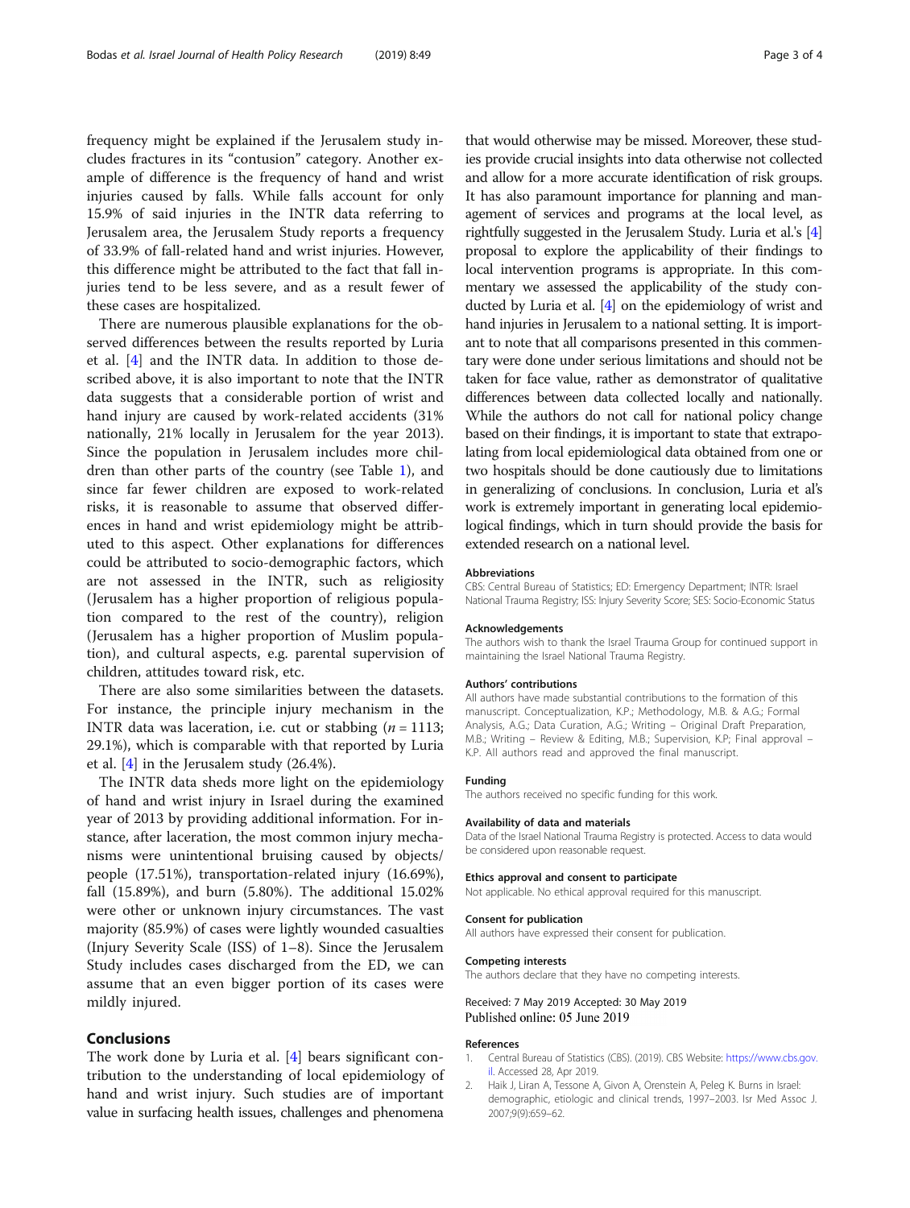frequency might be explained if the Jerusalem study includes fractures in its "contusion" category. Another example of difference is the frequency of hand and wrist injuries caused by falls. While falls account for only 15.9% of said injuries in the INTR data referring to Jerusalem area, the Jerusalem Study reports a frequency of 33.9% of fall-related hand and wrist injuries. However, this difference might be attributed to the fact that fall injuries tend to be less severe, and as a result fewer of these cases are hospitalized.

There are numerous plausible explanations for the observed differences between the results reported by Luria et al. [4] and the INTR data. In addition to those described above, it is also important to note that the INTR data suggests that a considerable portion of wrist and hand injury are caused by work-related accidents (31% nationally, 21% locally in Jerusalem for the year 2013). Since the population in Jerusalem includes more children than other parts of the country (see Table 1), and since far fewer children are exposed to work-related risks, it is reasonable to assume that observed differences in hand and wrist epidemiology might be attributed to this aspect. Other explanations for differences could be attributed to socio-demographic factors, which are not assessed in the INTR, such as religiosity (Jerusalem has a higher proportion of religious population compared to the rest of the country), religion (Jerusalem has a higher proportion of Muslim population), and cultural aspects, e.g. parental supervision of children, attitudes toward risk, etc.

There are also some similarities between the datasets. For instance, the principle injury mechanism in the INTR data was laceration, i.e. cut or stabbing ($n = 1113$; 29.1%), which is comparable with that reported by Luria et al. [4] in the Jerusalem study (26.4%).

The INTR data sheds more light on the epidemiology of hand and wrist injury in Israel during the examined year of 2013 by providing additional information. For instance, after laceration, the most common injury mechanisms were unintentional bruising caused by objects/people (17.51%), transportation-related injury (16.69%), fall (15.89%), and burn (5.80%). The additional 15.02% were other or unknown injury circumstances. The vast majority (85.9%) of cases were lightly wounded casualties (Injury Severity Scale (ISS) of 1–8). Since the Jerusalem Study includes cases discharged from the ED, we can assume that an even bigger portion of its cases were mildly injured.

## Conclusions

The work done by Luria et al. [4] bears significant contribution to the understanding of local epidemiology of hand and wrist injury. Such studies are of important value in surfacing health issues, challenges and phenomena that would otherwise may be missed. Moreover, these studies provide crucial insights into data otherwise not collected and allow for a more accurate identification of risk groups. It has also paramount importance for planning and management of services and programs at the local level, as rightfully suggested in the Jerusalem Study. Luria et al.'s [4] proposal to explore the applicability of their findings to local intervention programs is appropriate. In this commentary we assessed the applicability of the study conducted by Luria et al. [4] on the epidemiology of wrist and hand injuries in Jerusalem to a national setting. It is important to note that all comparisons presented in this commentary were done under serious limitations and should not be taken for face value, rather as demonstrator of qualitative differences between data collected locally and nationally. While the authors do not call for national policy change based on their findings, it is important to state that extrapolating from local epidemiological data obtained from one or two hospitals should be done cautiously due to limitations in generalizing of conclusions. In conclusion, Luria et al's work is extremely important in generating local epidemiological findings, which in turn should provide the basis for extended research on a national level.

### Abbreviations

CBS: Central Bureau of Statistics; ED: Emergency Department; INTR: Israel National Trauma Registry; ISS: Injury Severity Score; SES: Socio-Economic Status

### Acknowledgements

The authors wish to thank the Israel Trauma Group for continued support in maintaining the Israel National Trauma Registry.

### Authors' contributions

All authors have made substantial contributions to the formation of this manuscript. Conceptualization, K.P.; Methodology, M.B. & A.G.; Formal Analysis, A.G.; Data Curation, A.G.; Writing – Original Draft Preparation, M.B.; Writing – Review & Editing, M.B.; Supervision, K.P; Final approval – K.P. All authors read and approved the final manuscript.

### Funding

The authors received no specific funding for this work.

### Availability of data and materials

Data of the Israel National Trauma Registry is protected. Access to data would be considered upon reasonable request.

### Ethics approval and consent to participate

Not applicable. No ethical approval required for this manuscript.

### Consent for publication

All authors have expressed their consent for publication.

### Competing interests

The authors declare that they have no competing interests.

Received: 7 May 2019 Accepted: 30 May 2019
Published online: 05 June 2019

### References

1. Central Bureau of Statistics (CBS). (2019). CBS Website: https://www.cbs.gov.il. Accessed 28, Apr 2019.
2. Haik J, Liran A, Tessone A, Givon A, Orenstein A, Peleg K. Burns in Israel: demographic, etiologic and clinical trends, 1997–2003. Isr Med Assoc J. 2007;9(9):659–62.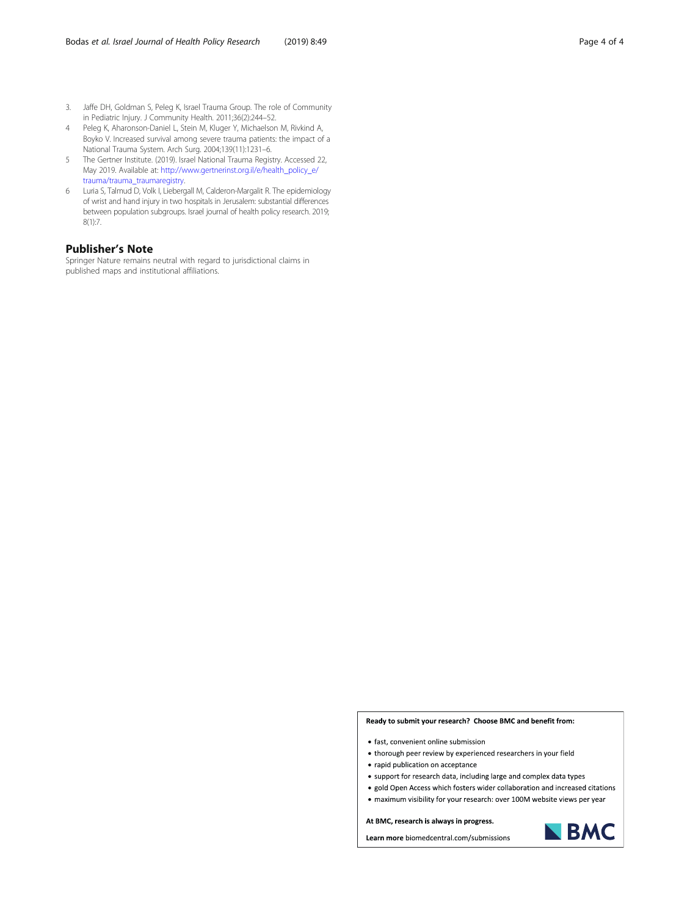3. Jaffe DH, Goldman S, Peleg K, Israel Trauma Group. The role of Community in Pediatric Injury. J Community Health. 2011;36(2):244–52.
4 Peleg K, Aharonson-Daniel L, Stein M, Kluger Y, Michaelson M, Rivkind A, Boyko V. Increased survival among severe trauma patients: the impact of a National Trauma System. Arch Surg. 2004;139(11):1231–6.
5 The Gertner Institute. (2019). Israel National Trauma Registry. Accessed 22, May 2019. Available at: http://www.gertnerinst.org.il/e/health_policy_e/trauma/trauma_traumaregistry.
6 Luria S, Talmud D, Volk I, Liebergall M, Calderon-Margalit R. The epidemiology of wrist and hand injury in two hospitals in Jerusalem: substantial differences between population subgroups. Israel journal of health policy research. 2019; 8(1):7.

## Publisher's Note

Springer Nature remains neutral with regard to jurisdictional claims in published maps and institutional affiliations.

**Ready to submit your research? Choose BMC and benefit from:**

- fast, convenient online submission
- thorough peer review by experienced researchers in your field
- rapid publication on acceptance
- support for research data, including large and complex data types
- gold Open Access which fosters wider collaboration and increased citations
- maximum visibility for your research: over 100M website views per year

**At BMC, research is always in progress.**

**Learn more** biomedcentral.com/submissions

BMC